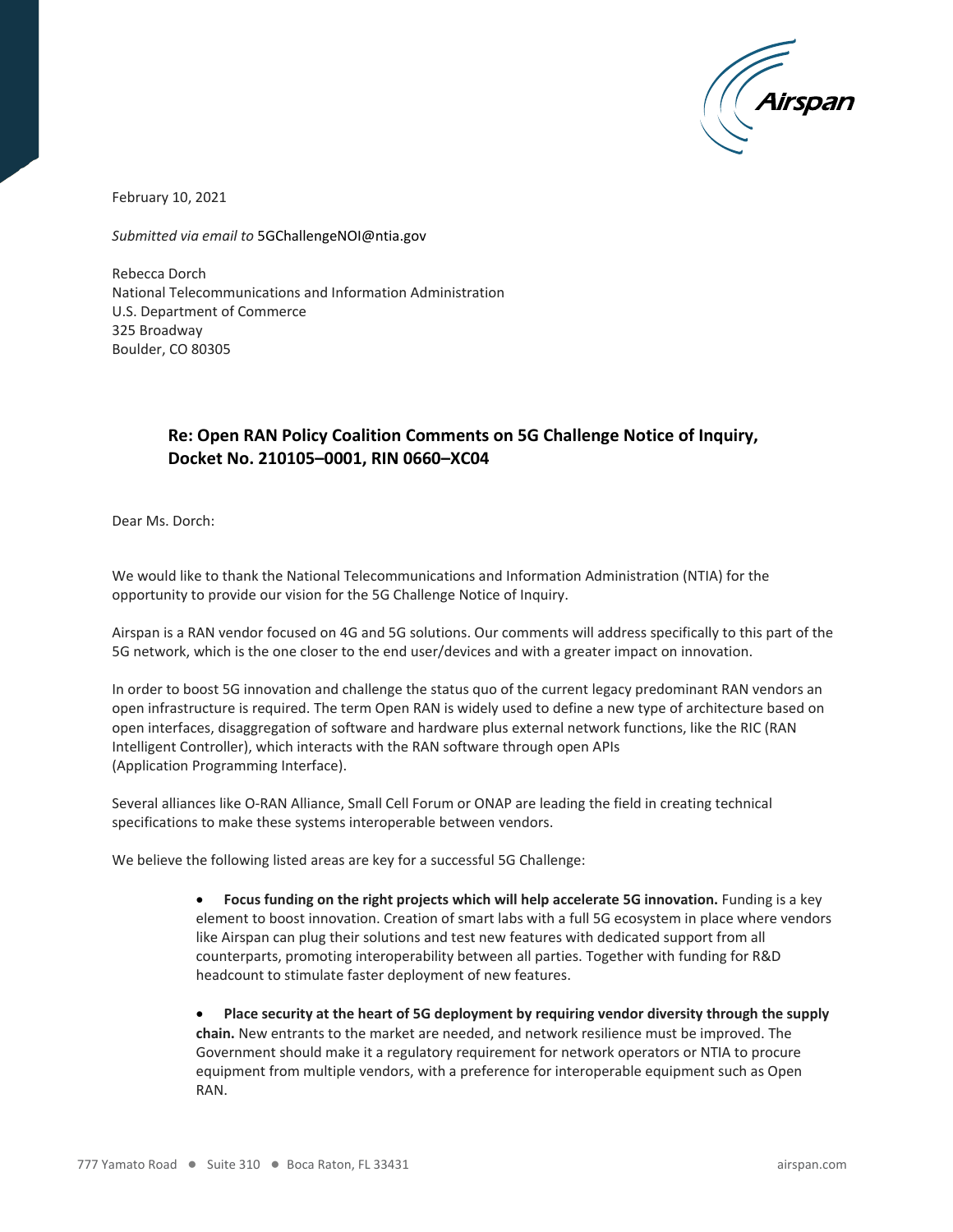February 10, 2021

*Submitted via email to* 5GChallengeNOI@ntia.gov

Rebecca Dorch
National Telecommunications and Information Administration
U.S. Department of Commerce
325 Broadway
Boulder, CO 80305

**Re: Open RAN Policy Coalition Comments on 5G Challenge Notice of Inquiry, Docket No. 210105–0001, RIN 0660–XC04**

Dear Ms. Dorch:

We would like to thank the National Telecommunications and Information Administration (NTIA) for the opportunity to provide our vision for the 5G Challenge Notice of Inquiry.

Airspan is a RAN vendor focused on 4G and 5G solutions. Our comments will address specifically to this part of the 5G network, which is the one closer to the end user/devices and with a greater impact on innovation.

In order to boost 5G innovation and challenge the status quo of the current legacy predominant RAN vendors an open infrastructure is required. The term Open RAN is widely used to define a new type of architecture based on open interfaces, disaggregation of software and hardware plus external network functions, like the RIC (RAN Intelligent Controller), which interacts with the RAN software through open APIs (Application Programming Interface).

Several alliances like O-RAN Alliance, Small Cell Forum or ONAP are leading the field in creating technical specifications to make these systems interoperable between vendors.

We believe the following listed areas are key for a successful 5G Challenge:

- **Focus funding on the right projects which will help accelerate 5G innovation.** Funding is a key element to boost innovation. Creation of smart labs with a full 5G ecosystem in place where vendors like Airspan can plug their solutions and test new features with dedicated support from all counterparts, promoting interoperability between all parties. Together with funding for R&D headcount to stimulate faster deployment of new features.

- **Place security at the heart of 5G deployment by requiring vendor diversity through the supply chain.** New entrants to the market are needed, and network resilience must be improved. The Government should make it a regulatory requirement for network operators or NTIA to procure equipment from multiple vendors, with a preference for interoperable equipment such as Open RAN.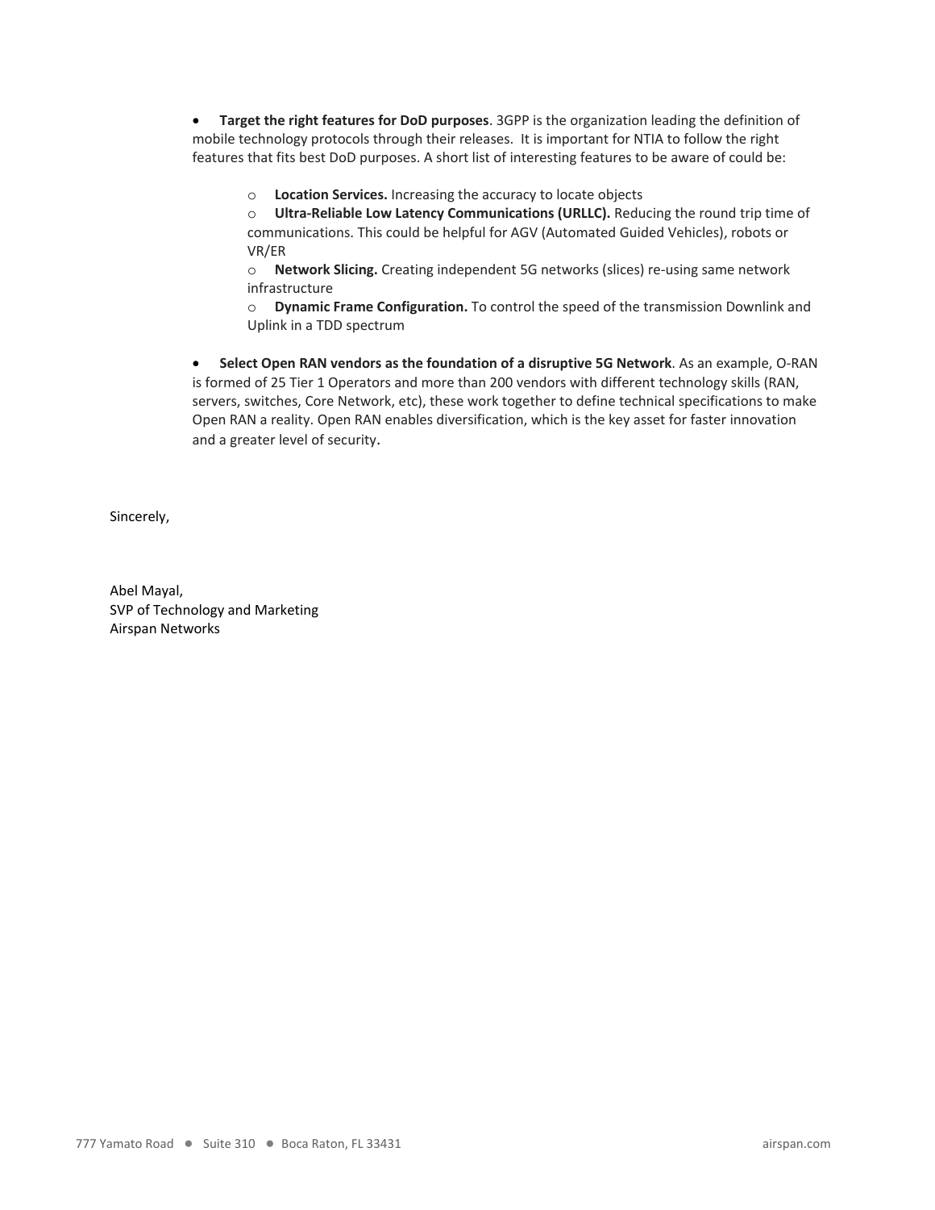- **Target the right features for DoD purposes**. 3GPP is the organization leading the definition of mobile technology protocols through their releases. It is important for NTIA to follow the right features that fits best DoD purposes. A short list of interesting features to be aware of could be:
  - **Location Services.** Increasing the accuracy to locate objects
  - **Ultra-Reliable Low Latency Communications (URLLC).** Reducing the round trip time of communications. This could be helpful for AGV (Automated Guided Vehicles), robots or VR/ER
  - **Network Slicing.** Creating independent 5G networks (slices) re-using same network infrastructure
  - **Dynamic Frame Configuration.** To control the speed of the transmission Downlink and Uplink in a TDD spectrum

- **Select Open RAN vendors as the foundation of a disruptive 5G Network**. As an example, O-RAN is formed of 25 Tier 1 Operators and more than 200 vendors with different technology skills (RAN, servers, switches, Core Network, etc), these work together to define technical specifications to make Open RAN a reality. Open RAN enables diversification, which is the key asset for faster innovation and a greater level of security.

Sincerely,

Abel Mayal,
SVP of Technology and Marketing
Airspan Networks

777 Yamato Road ● Suite 310 ● Boca Raton, FL 33431 airspan.com